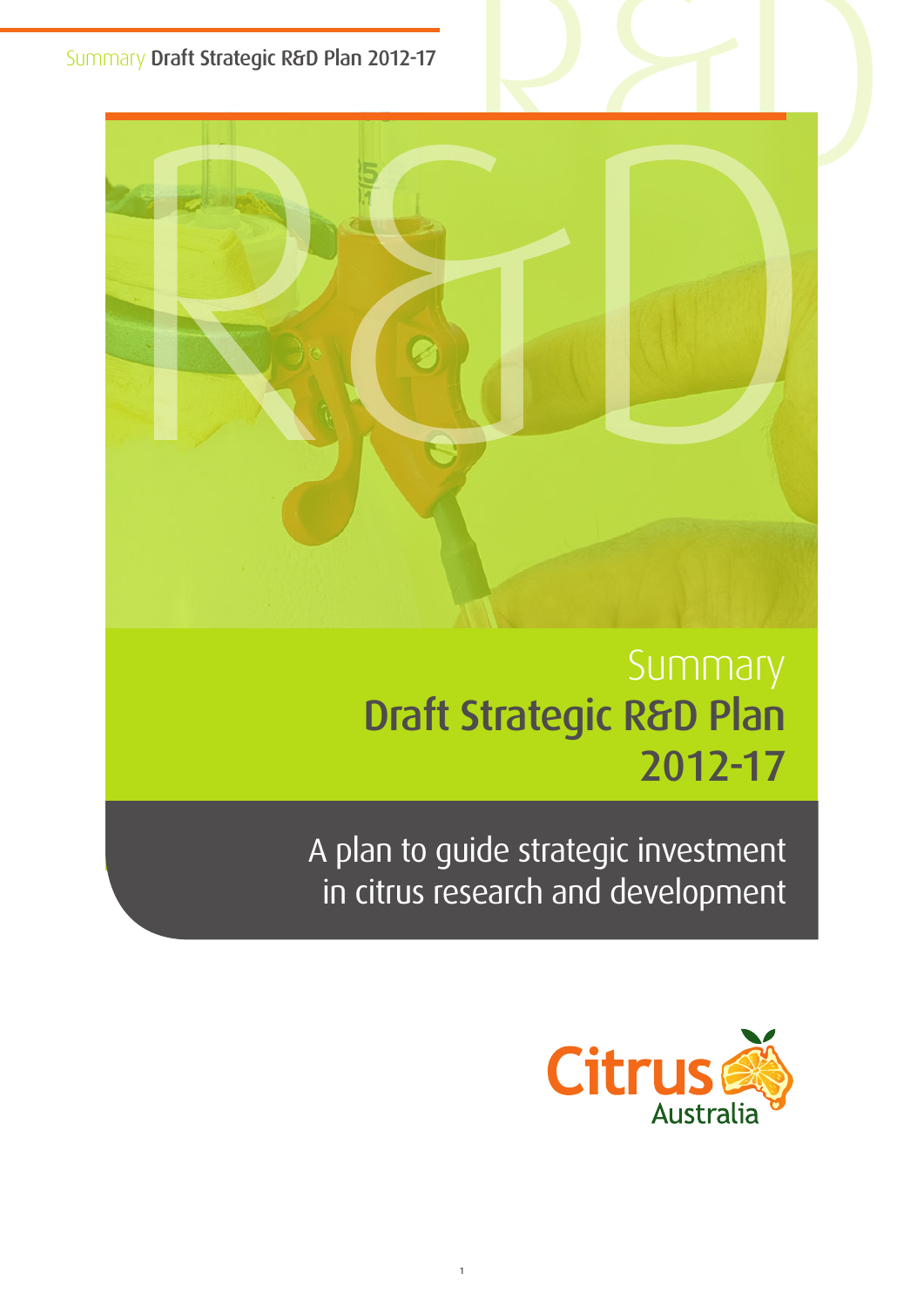# Summary
# Draft Strategic R&D Plan 2012-17

A plan to guide strategic investment in citrus research and development

Citrus Australia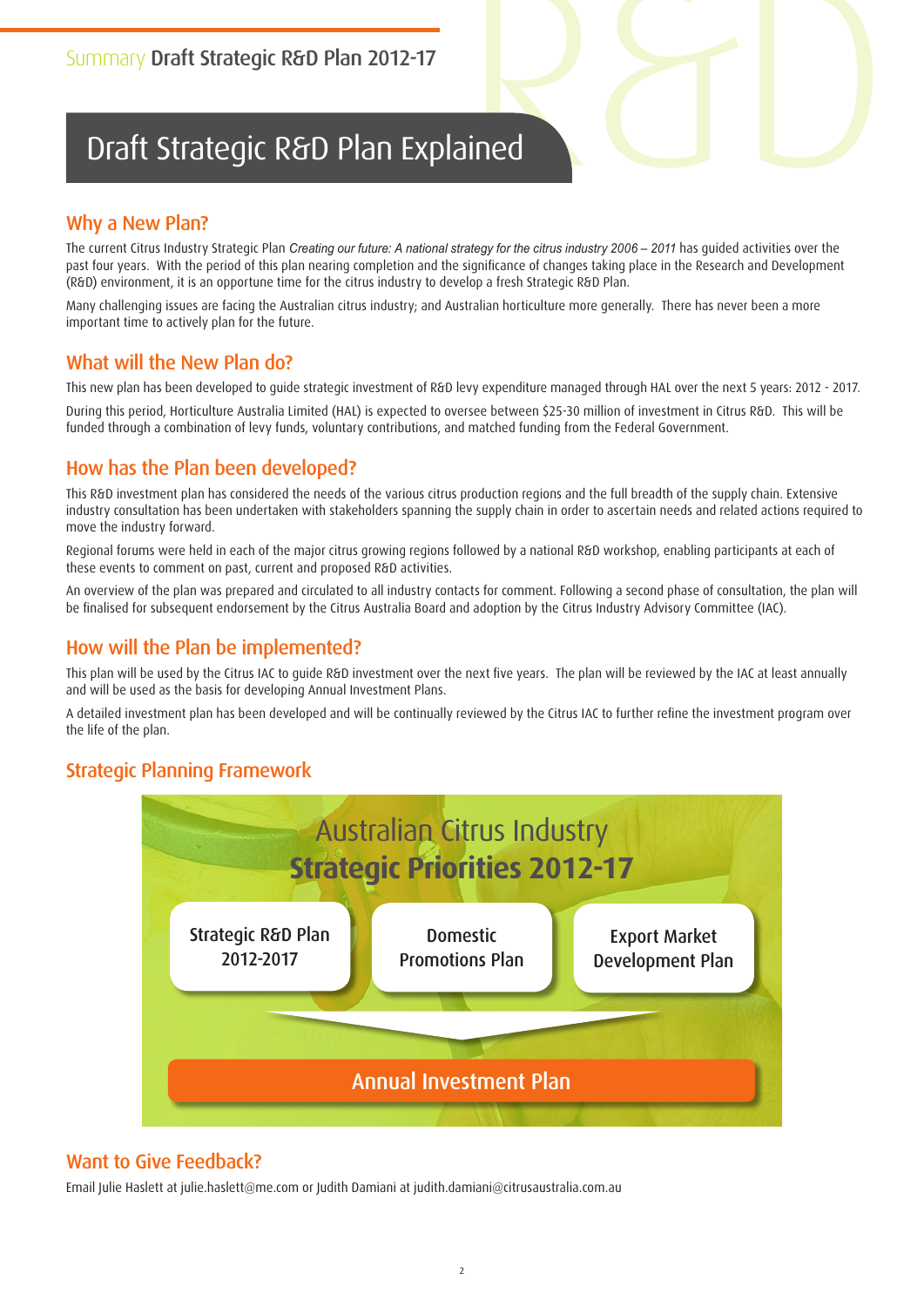Summary **Draft Strategic R&D Plan 2012-17**

# Draft Strategic R&D Plan Explained

## Why a New Plan?

The current Citrus Industry Strategic Plan *Creating our future: A national strategy for the citrus industry 2006 – 2011* has guided activities over the past four years. With the period of this plan nearing completion and the significance of changes taking place in the Research and Development (R&D) environment, it is an opportune time for the citrus industry to develop a fresh Strategic R&D Plan.

Many challenging issues are facing the Australian citrus industry; and Australian horticulture more generally. There has never been a more important time to actively plan for the future.

## What will the New Plan do?

This new plan has been developed to guide strategic investment of R&D levy expenditure managed through HAL over the next 5 years: 2012 - 2017.

During this period, Horticulture Australia Limited (HAL) is expected to oversee between $25-30 million of investment in Citrus R&D. This will be funded through a combination of levy funds, voluntary contributions, and matched funding from the Federal Government.

## How has the Plan been developed?

This R&D investment plan has considered the needs of the various citrus production regions and the full breadth of the supply chain. Extensive industry consultation has been undertaken with stakeholders spanning the supply chain in order to ascertain needs and related actions required to move the industry forward.

Regional forums were held in each of the major citrus growing regions followed by a national R&D workshop, enabling participants at each of these events to comment on past, current and proposed R&D activities.

An overview of the plan was prepared and circulated to all industry contacts for comment. Following a second phase of consultation, the plan will be finalised for subsequent endorsement by the Citrus Australia Board and adoption by the Citrus Industry Advisory Committee (IAC).

## How will the Plan be implemented?

This plan will be used by the Citrus IAC to guide R&D investment over the next five years. The plan will be reviewed by the IAC at least annually and will be used as the basis for developing Annual Investment Plans.

A detailed investment plan has been developed and will be continually reviewed by the Citrus IAC to further refine the investment program over the life of the plan.

## Strategic Planning Framework

Australian Citrus Industry
**Strategic Priorities 2012-17**

Strategic R&D Plan 2012-2017

Domestic Promotions Plan

Export Market Development Plan

Annual Investment Plan

## Want to Give Feedback?

Email Julie Haslett at julie.haslett@me.com or Judith Damiani at judith.damiani@citrusaustralia.com.au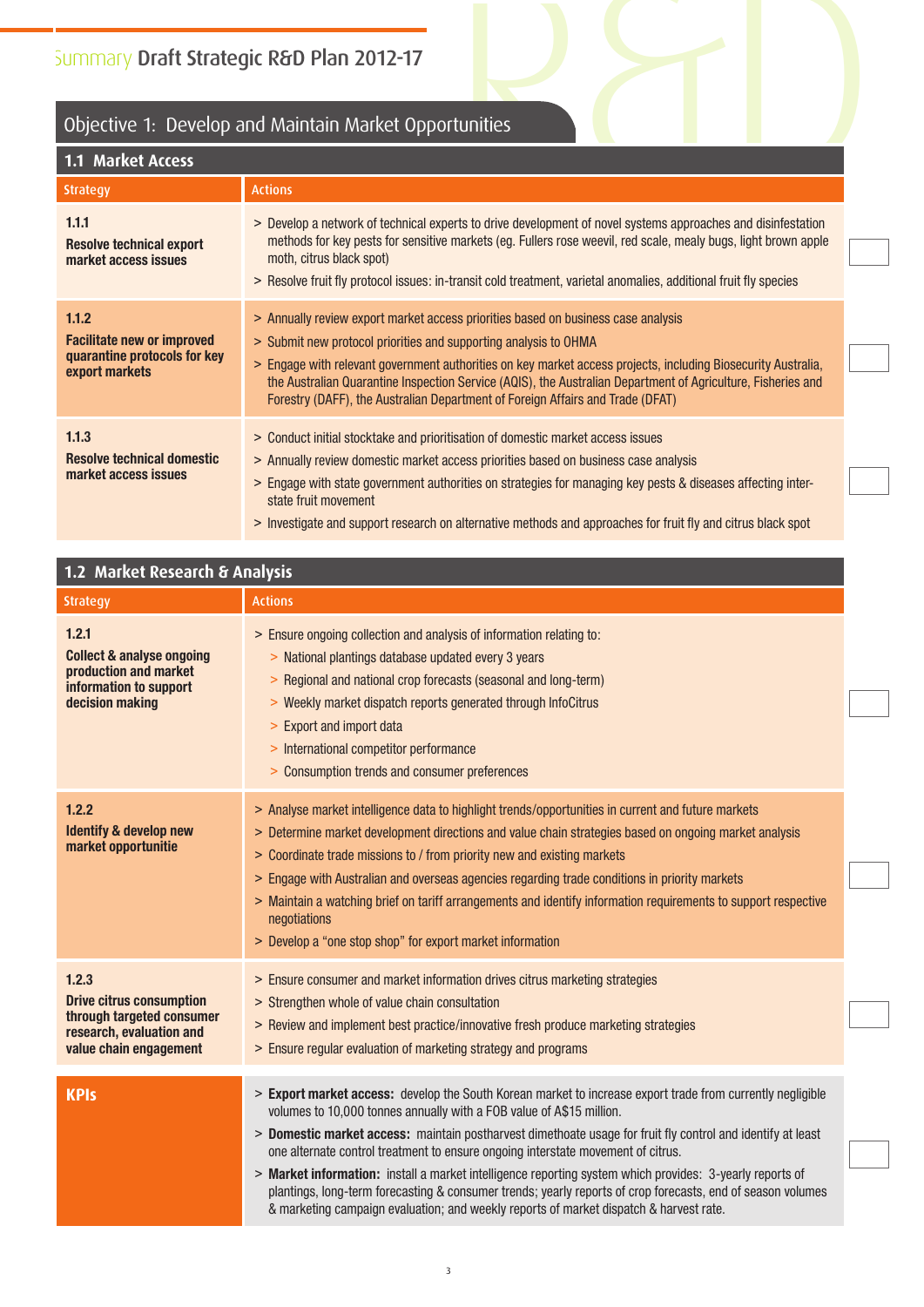## Summary Draft Strategic R&D Plan 2012-17

## Objective 1: Develop and Maintain Market Opportunities

### 1.1 Market Access

| Strategy | Actions |
|---|---|
| **1.1.1**<br>**Resolve technical export market access issues** | > Develop a network of technical experts to drive development of novel systems approaches and disinfestation methods for key pests for sensitive markets (eg. Fullers rose weevil, red scale, mealy bugs, light brown apple moth, citrus black spot)<br>> Resolve fruit fly protocol issues: in-transit cold treatment, varietal anomalies, additional fruit fly species |
| **1.1.2**<br>**Facilitate new or improved quarantine protocols for key export markets** | > Annually review export market access priorities based on business case analysis<br>> Submit new protocol priorities and supporting analysis to OHMA<br>> Engage with relevant government authorities on key market access projects, including Biosecurity Australia, the Australian Quarantine Inspection Service (AQIS), the Australian Department of Agriculture, Fisheries and Forestry (DAFF), the Australian Department of Foreign Affairs and Trade (DFAT) |
| **1.1.3**<br>**Resolve technical domestic market access issues** | > Conduct initial stocktake and prioritisation of domestic market access issues<br>> Annually review domestic market access priorities based on business case analysis<br>> Engage with state government authorities on strategies for managing key pests & diseases affecting inter-state fruit movement<br>> Investigate and support research on alternative methods and approaches for fruit fly and citrus black spot |

### 1.2 Market Research & Analysis

| Strategy | Actions |
|---|---|
| **1.2.1**<br>**Collect & analyse ongoing production and market information to support decision making** | > Ensure ongoing collection and analysis of information relating to:<br>&nbsp;&nbsp;> National plantings database updated every 3 years<br>&nbsp;&nbsp;> Regional and national crop forecasts (seasonal and long-term)<br>&nbsp;&nbsp;> Weekly market dispatch reports generated through InfoCitrus<br>&nbsp;&nbsp;> Export and import data<br>&nbsp;&nbsp;> International competitor performance<br>&nbsp;&nbsp;> Consumption trends and consumer preferences |
| **1.2.2**<br>**Identify & develop new market opportunitie** | > Analyse market intelligence data to highlight trends/opportunities in current and future markets<br>> Determine market development directions and value chain strategies based on ongoing market analysis<br>> Coordinate trade missions to / from priority new and existing markets<br>> Engage with Australian and overseas agencies regarding trade conditions in priority markets<br>> Maintain a watching brief on tariff arrangements and identify information requirements to support respective negotiations<br>> Develop a "one stop shop" for export market information |
| **1.2.3**<br>**Drive citrus consumption through targeted consumer research, evaluation and value chain engagement** | > Ensure consumer and market information drives citrus marketing strategies<br>> Strengthen whole of value chain consultation<br>> Review and implement best practice/innovative fresh produce marketing strategies<br>> Ensure regular evaluation of marketing strategy and programs |
| **KPIs** | > **Export market access:** develop the South Korean market to increase export trade from currently negligible volumes to 10,000 tonnes annually with a FOB value of A$15 million.<br>> **Domestic market access:** maintain postharvest dimethoate usage for fruit fly control and identify at least one alternate control treatment to ensure ongoing interstate movement of citrus.<br>> **Market information:** install a market intelligence reporting system which provides: 3-yearly reports of plantings, long-term forecasting & consumer trends; yearly reports of crop forecasts, end of season volumes & marketing campaign evaluation; and weekly reports of market dispatch & harvest rate. |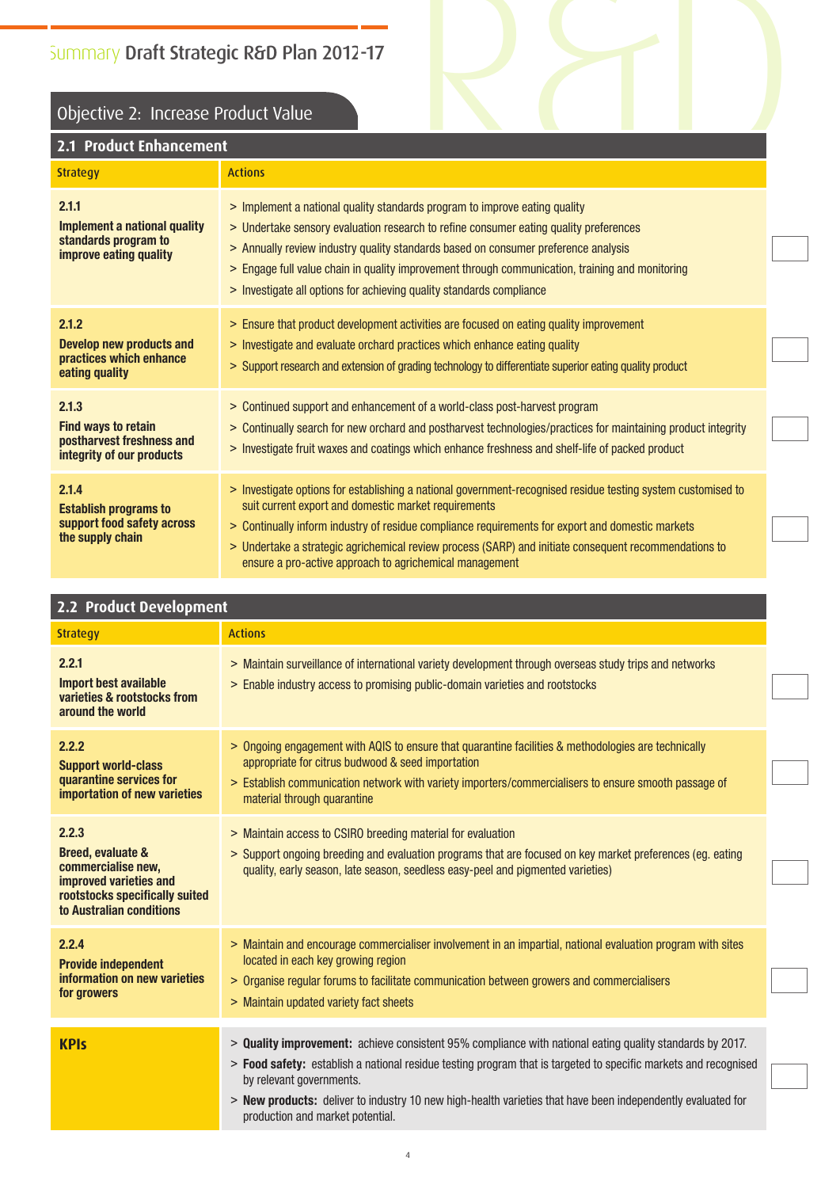Summary **Draft Strategic R&D Plan 2012-17**

## Objective 2: Increase Product Value

### 2.1 Product Enhancement

| Strategy | Actions |
|---|---|
| **2.1.1** **Implement a national quality standards program to improve eating quality** | > Implement a national quality standards program to improve eating quality<br>> Undertake sensory evaluation research to refine consumer eating quality preferences<br>> Annually review industry quality standards based on consumer preference analysis<br>> Engage full value chain in quality improvement through communication, training and monitoring<br>> Investigate all options for achieving quality standards compliance |
| **2.1.2** **Develop new products and practices which enhance eating quality** | > Ensure that product development activities are focused on eating quality improvement<br>> Investigate and evaluate orchard practices which enhance eating quality<br>> Support research and extension of grading technology to differentiate superior eating quality product |
| **2.1.3** **Find ways to retain postharvest freshness and integrity of our products** | > Continued support and enhancement of a world-class post-harvest program<br>> Continually search for new orchard and postharvest technologies/practices for maintaining product integrity<br>> Investigate fruit waxes and coatings which enhance freshness and shelf-life of packed product |
| **2.1.4** **Establish programs to support food safety across the supply chain** | > Investigate options for establishing a national government-recognised residue testing system customised to suit current export and domestic market requirements<br>> Continually inform industry of residue compliance requirements for export and domestic markets<br>> Undertake a strategic agrichemical review process (SARP) and initiate consequent recommendations to ensure a pro-active approach to agrichemical management |

### 2.2 Product Development

| Strategy | Actions |
|---|---|
| **2.2.1** **Import best available varieties & rootstocks from around the world** | > Maintain surveillance of international variety development through overseas study trips and networks<br>> Enable industry access to promising public-domain varieties and rootstocks |
| **2.2.2** **Support world-class quarantine services for importation of new varieties** | > Ongoing engagement with AQIS to ensure that quarantine facilities & methodologies are technically appropriate for citrus budwood & seed importation<br>> Establish communication network with variety importers/commercialisers to ensure smooth passage of material through quarantine |
| **2.2.3** **Breed, evaluate & commercialise new, improved varieties and rootstocks specifically suited to Australian conditions** | > Maintain access to CSIRO breeding material for evaluation<br>> Support ongoing breeding and evaluation programs that are focused on key market preferences (eg. eating quality, early season, late season, seedless easy-peel and pigmented varieties) |
| **2.2.4** **Provide independent information on new varieties for growers** | > Maintain and encourage commercialiser involvement in an impartial, national evaluation program with sites located in each key growing region<br>> Organise regular forums to facilitate communication between growers and commercialisers<br>> Maintain updated variety fact sheets |

| | |
|---|---|
| **KPIs** | > **Quality improvement:** achieve consistent 95% compliance with national eating quality standards by 2017.<br>> **Food safety:** establish a national residue testing program that is targeted to specific markets and recognised by relevant governments.<br>> **New products:** deliver to industry 10 new high-health varieties that have been independently evaluated for production and market potential. |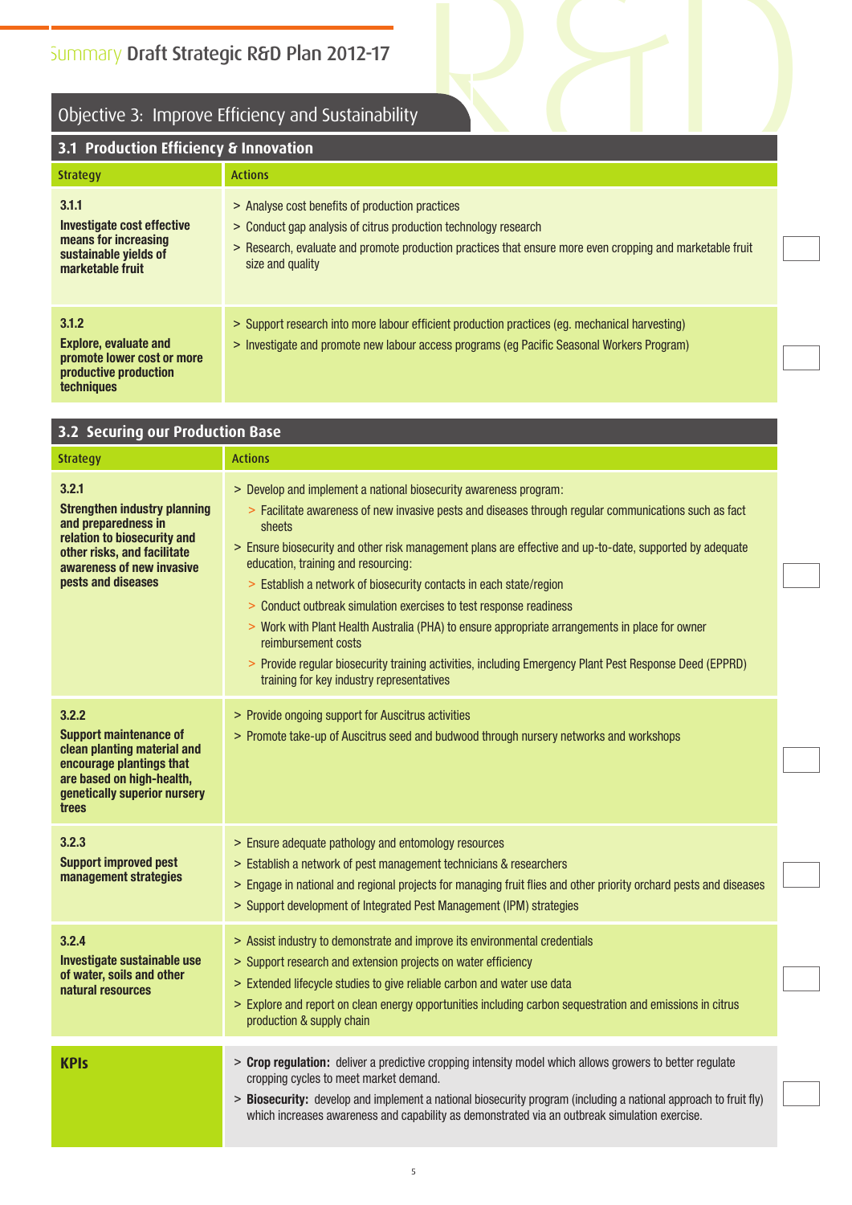# Summary Draft Strategic R&D Plan 2012-17

## Objective 3: Improve Efficiency and Sustainability

### 3.1 Production Efficiency & Innovation

| Strategy | Actions |
|---|---|
| **3.1.1** **Investigate cost effective means for increasing sustainable yields of marketable fruit** | > Analyse cost benefits of production practices<br>> Conduct gap analysis of citrus production technology research<br>> Research, evaluate and promote production practices that ensure more even cropping and marketable fruit size and quality |
| **3.1.2** **Explore, evaluate and promote lower cost or more productive production techniques** | > Support research into more labour efficient production practices (eg. mechanical harvesting)<br>> Investigate and promote new labour access programs (eg Pacific Seasonal Workers Program) |

### 3.2 Securing our Production Base

| Strategy | Actions |
|---|---|
| **3.2.1** **Strengthen industry planning and preparedness in relation to biosecurity and other risks, and facilitate awareness of new invasive pests and diseases** | > Develop and implement a national biosecurity awareness program:<br>  > Facilitate awareness of new invasive pests and diseases through regular communications such as fact sheets<br>> Ensure biosecurity and other risk management plans are effective and up-to-date, supported by adequate education, training and resourcing:<br>  > Establish a network of biosecurity contacts in each state/region<br>  > Conduct outbreak simulation exercises to test response readiness<br>  > Work with Plant Health Australia (PHA) to ensure appropriate arrangements in place for owner reimbursement costs<br>  > Provide regular biosecurity training activities, including Emergency Plant Pest Response Deed (EPPRD) training for key industry representatives |
| **3.2.2** **Support maintenance of clean planting material and encourage plantings that are based on high-health, genetically superior nursery trees** | > Provide ongoing support for Auscitrus activities<br>> Promote take-up of Auscitrus seed and budwood through nursery networks and workshops |
| **3.2.3** **Support improved pest management strategies** | > Ensure adequate pathology and entomology resources<br>> Establish a network of pest management technicians & researchers<br>> Engage in national and regional projects for managing fruit flies and other priority orchard pests and diseases<br>> Support development of Integrated Pest Management (IPM) strategies |
| **3.2.4** **Investigate sustainable use of water, soils and other natural resources** | > Assist industry to demonstrate and improve its environmental credentials<br>> Support research and extension projects on water efficiency<br>> Extended lifecycle studies to give reliable carbon and water use data<br>> Explore and report on clean energy opportunities including carbon sequestration and emissions in citrus production & supply chain |
| **KPIs** | > **Crop regulation:** deliver a predictive cropping intensity model which allows growers to better regulate cropping cycles to meet market demand.<br>> **Biosecurity:** develop and implement a national biosecurity program (including a national approach to fruit fly) which increases awareness and capability as demonstrated via an outbreak simulation exercise. |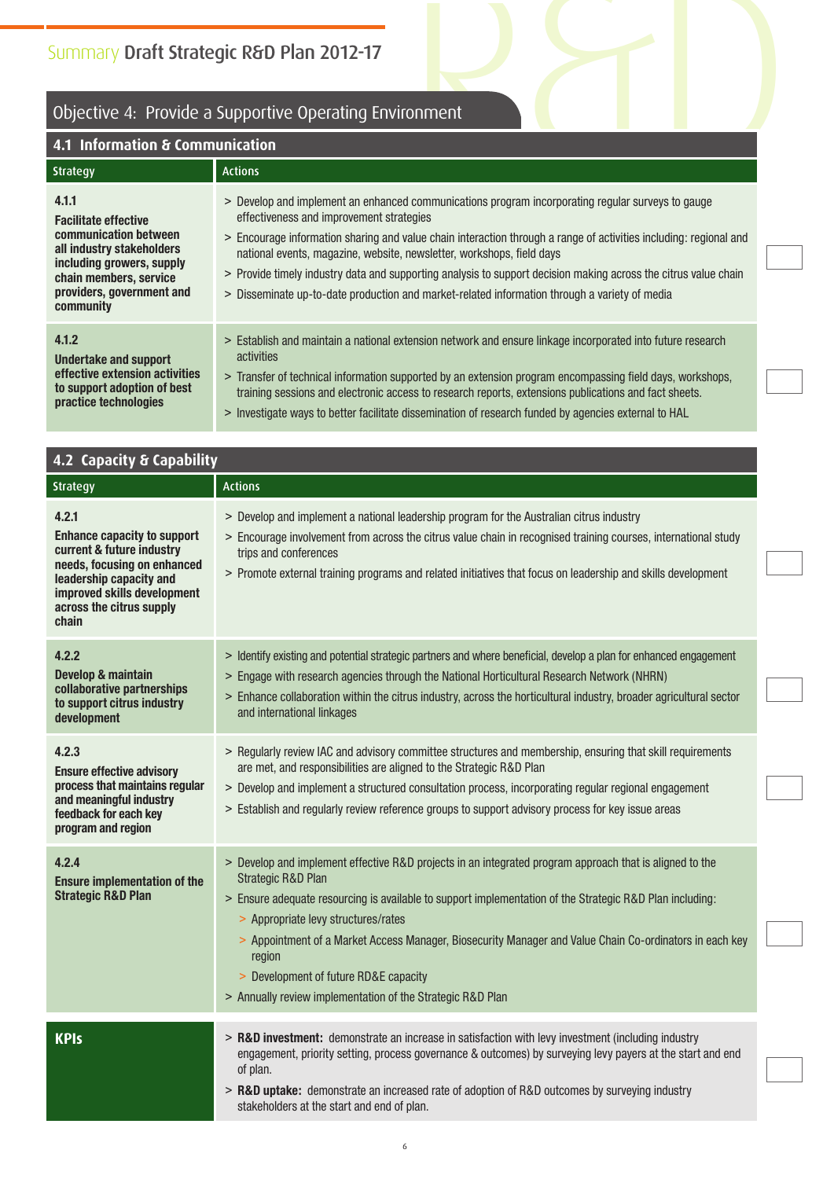Summary **Draft Strategic R&D Plan 2012-17**

## Objective 4: Provide a Supportive Operating Environment

### 4.1 Information & Communication

| Strategy | Actions |
|---|---|
| **4.1.1** **Facilitate effective communication between all industry stakeholders including growers, supply chain members, service providers, government and community** | > Develop and implement an enhanced communications program incorporating regular surveys to gauge effectiveness and improvement strategies<br>> Encourage information sharing and value chain interaction through a range of activities including: regional and national events, magazine, website, newsletter, workshops, field days<br>> Provide timely industry data and supporting analysis to support decision making across the citrus value chain<br>> Disseminate up-to-date production and market-related information through a variety of media |
| **4.1.2** **Undertake and support effective extension activities to support adoption of best practice technologies** | > Establish and maintain a national extension network and ensure linkage incorporated into future research activities<br>> Transfer of technical information supported by an extension program encompassing field days, workshops, training sessions and electronic access to research reports, extensions publications and fact sheets.<br>> Investigate ways to better facilitate dissemination of research funded by agencies external to HAL |

### 4.2 Capacity & Capability

| Strategy | Actions |
|---|---|
| **4.2.1** **Enhance capacity to support current & future industry needs, focusing on enhanced leadership capacity and improved skills development across the citrus supply chain** | > Develop and implement a national leadership program for the Australian citrus industry<br>> Encourage involvement from across the citrus value chain in recognised training courses, international study trips and conferences<br>> Promote external training programs and related initiatives that focus on leadership and skills development |
| **4.2.2** **Develop & maintain collaborative partnerships to support citrus industry development** | > Identify existing and potential strategic partners and where beneficial, develop a plan for enhanced engagement<br>> Engage with research agencies through the National Horticultural Research Network (NHRN)<br>> Enhance collaboration within the citrus industry, across the horticultural industry, broader agricultural sector and international linkages |
| **4.2.3** **Ensure effective advisory process that maintains regular and meaningful industry feedback for each key program and region** | > Regularly review IAC and advisory committee structures and membership, ensuring that skill requirements are met, and responsibilities are aligned to the Strategic R&D Plan<br>> Develop and implement a structured consultation process, incorporating regular regional engagement<br>> Establish and regularly review reference groups to support advisory process for key issue areas |
| **4.2.4** **Ensure implementation of the Strategic R&D Plan** | > Develop and implement effective R&D projects in an integrated program approach that is aligned to the Strategic R&D Plan<br>> Ensure adequate resourcing is available to support implementation of the Strategic R&D Plan including:<br>&nbsp;&nbsp;> Appropriate levy structures/rates<br>&nbsp;&nbsp;> Appointment of a Market Access Manager, Biosecurity Manager and Value Chain Co-ordinators in each key region<br>&nbsp;&nbsp;> Development of future RD&E capacity<br>> Annually review implementation of the Strategic R&D Plan |
| **KPIs** | > **R&D investment:** demonstrate an increase in satisfaction with levy investment (including industry engagement, priority setting, process governance & outcomes) by surveying levy payers at the start and end of plan.<br>> **R&D uptake:** demonstrate an increased rate of adoption of R&D outcomes by surveying industry stakeholders at the start and end of plan. |